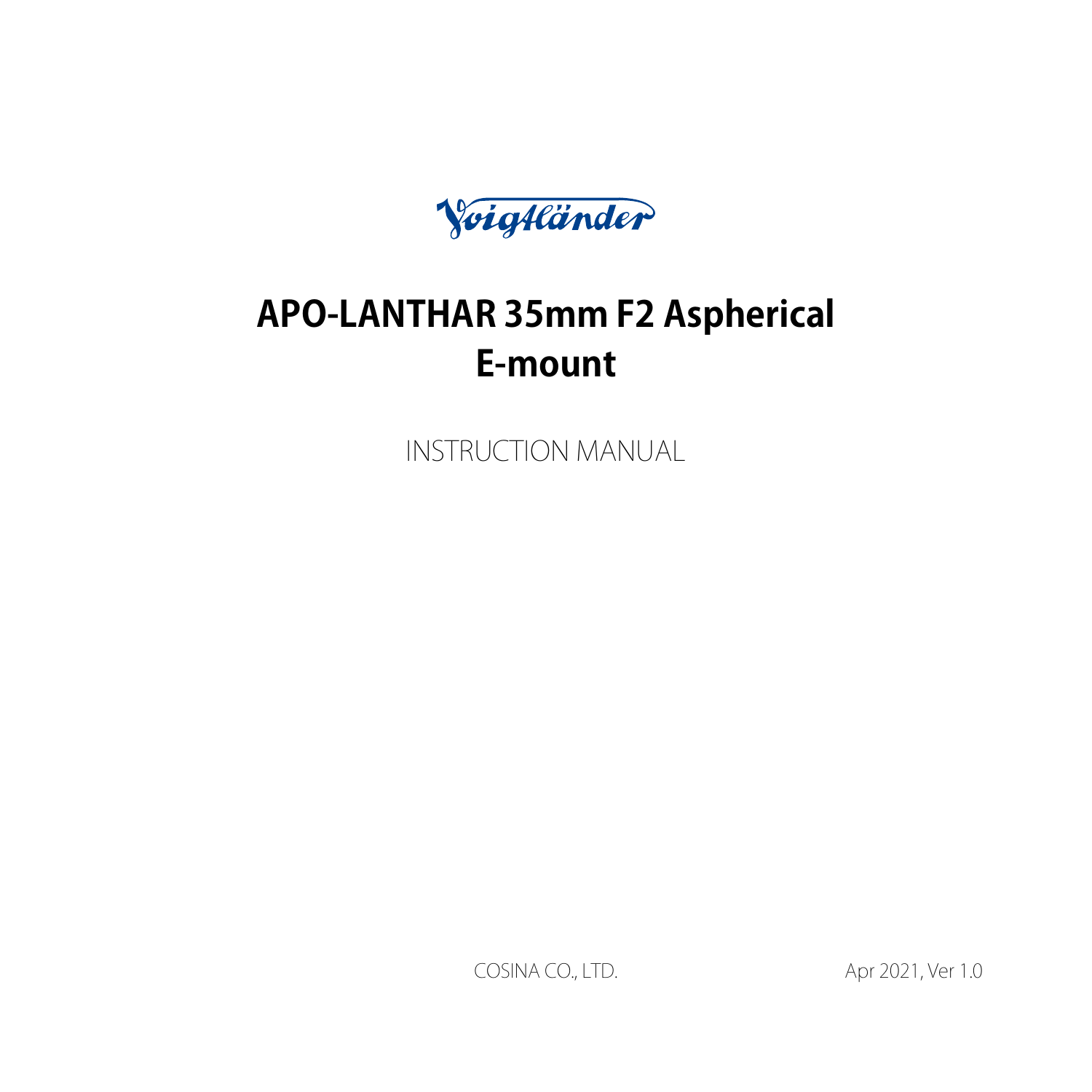Voigtländer

# APO-LANTHAR 35mm F2 Aspherical
# E-mount

INSTRUCTION MANUAL

COSINA CO., LTD.

Apr 2021, Ver 1.0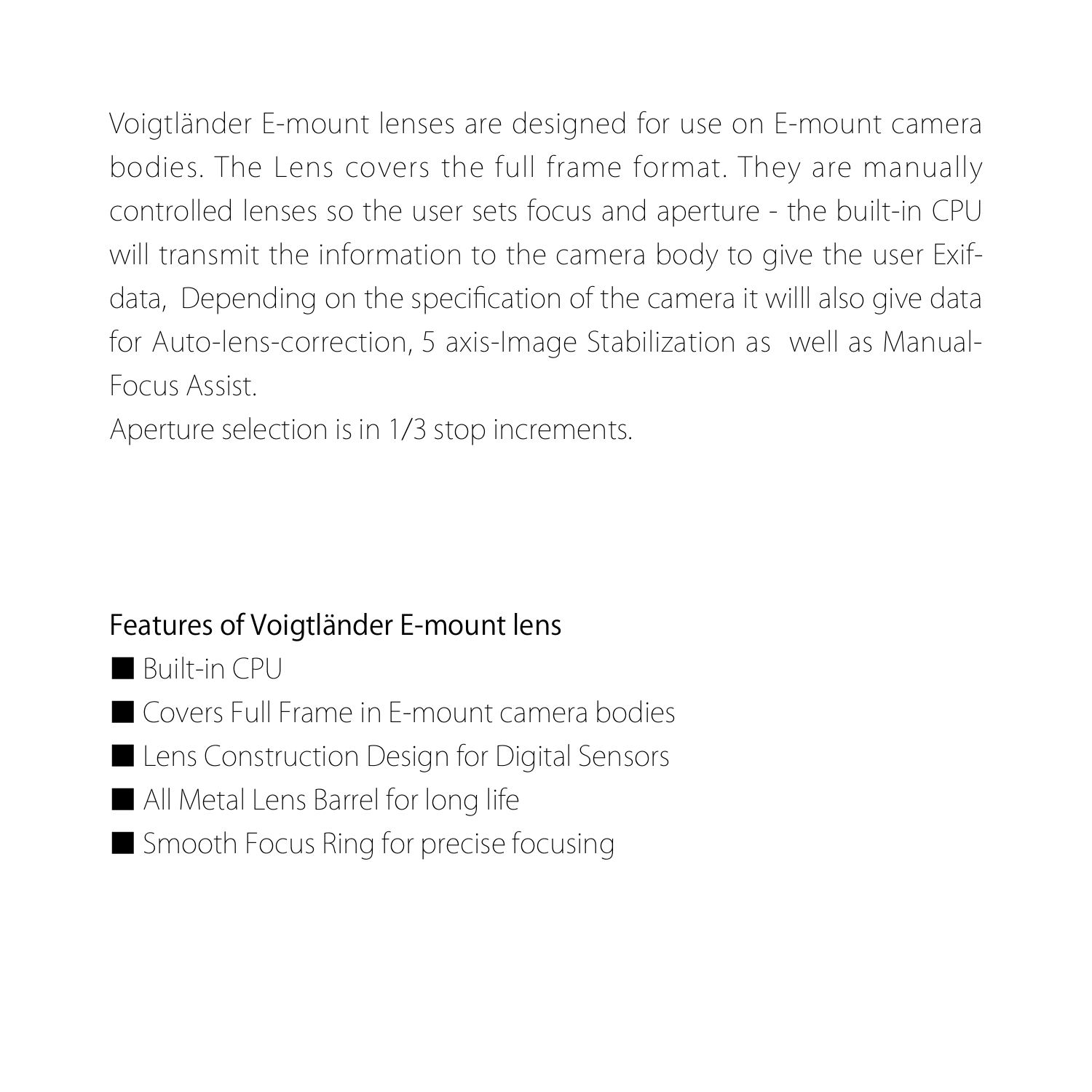Voigtländer E-mount lenses are designed for use on E-mount camera bodies. The Lens covers the full frame format. They are manually controlled lenses so the user sets focus and aperture - the built-in CPU will transmit the information to the camera body to give the user Exif-data, Depending on the specification of the camera it willl also give data for Auto-lens-correction, 5 axis-Image Stabilization as well as Manual-Focus Assist.
Aperture selection is in 1/3 stop increments.

## Features of Voigtländer E-mount lens

- Built-in CPU
- Covers Full Frame in E-mount camera bodies
- Lens Construction Design for Digital Sensors
- All Metal Lens Barrel for long life
- Smooth Focus Ring for precise focusing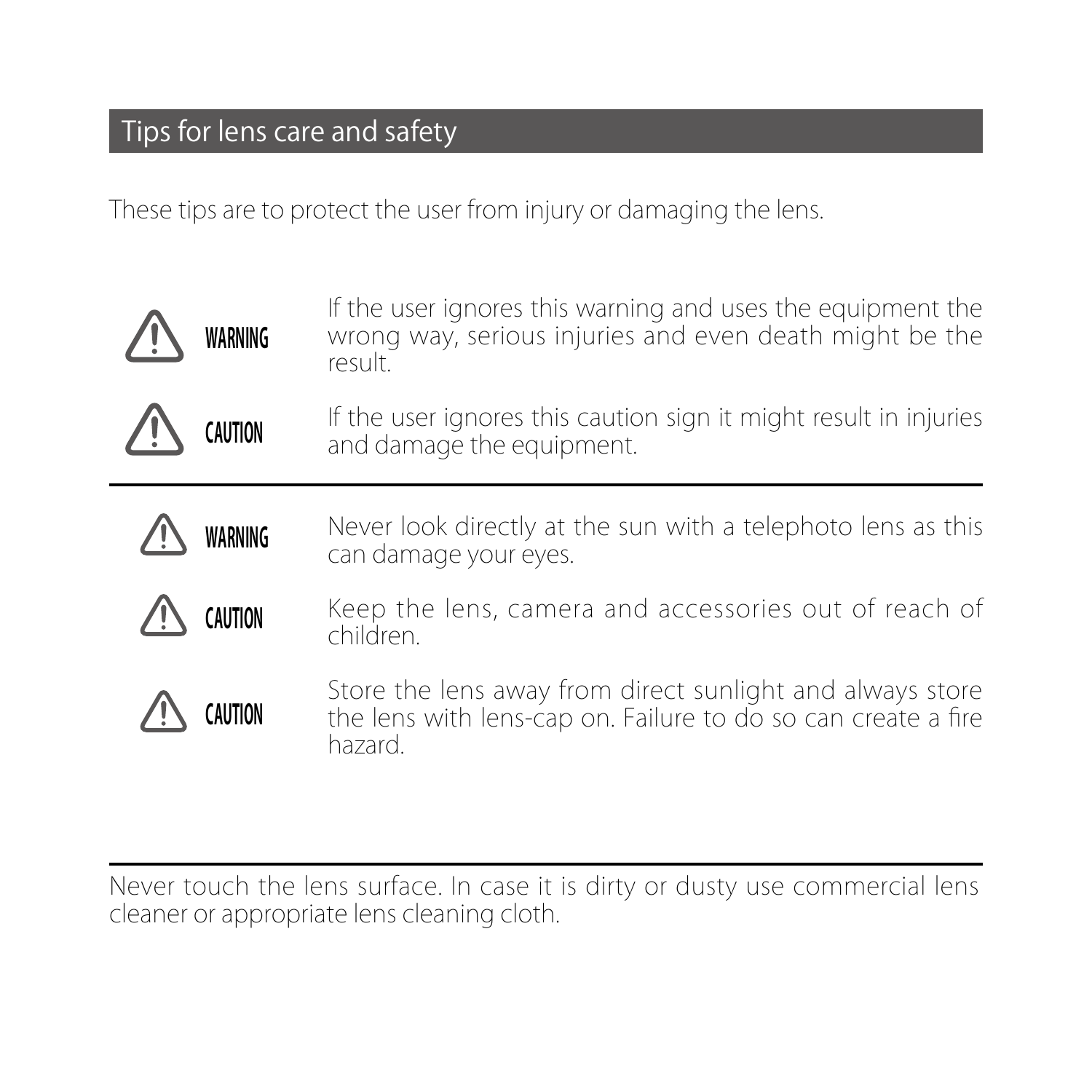## Tips for lens care and safety

These tips are to protect the user from injury or damaging the lens.

| | |
|---|---|
| ⚠ **WARNING** | If the user ignores this warning and uses the equipment the wrong way, serious injuries and even death might be the result. |
| ⚠ **CAUTION** | If the user ignores this caution sign it might result in injuries and damage the equipment. |

---

| | |
|---|---|
| ⚠ **WARNING** | Never look directly at the sun with a telephoto lens as this can damage your eyes. |
| ⚠ **CAUTION** | Keep the lens, camera and accessories out of reach of children. |
| ⚠ **CAUTION** | Store the lens away from direct sunlight and always store the lens with lens-cap on. Failure to do so can create a fire hazard. |

---

Never touch the lens surface. In case it is dirty or dusty use commercial lens cleaner or appropriate lens cleaning cloth.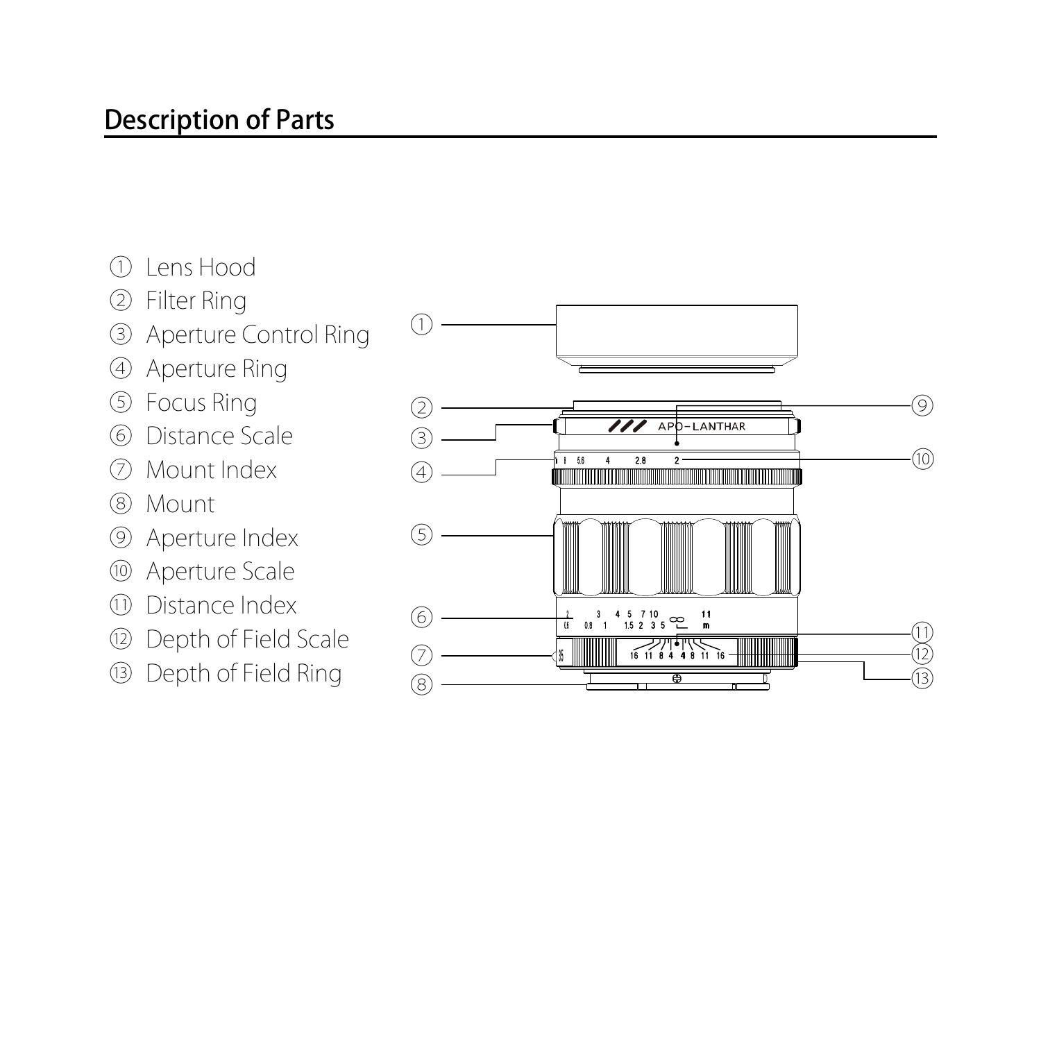## Description of Parts

① Lens Hood
② Filter Ring
③ Aperture Control Ring
④ Aperture Ring
⑤ Focus Ring
⑥ Distance Scale
⑦ Mount Index
⑧ Mount
⑨ Aperture Index
⑩ Aperture Scale
⑪ Distance Index
⑫ Depth of Field Scale
⑬ Depth of Field Ring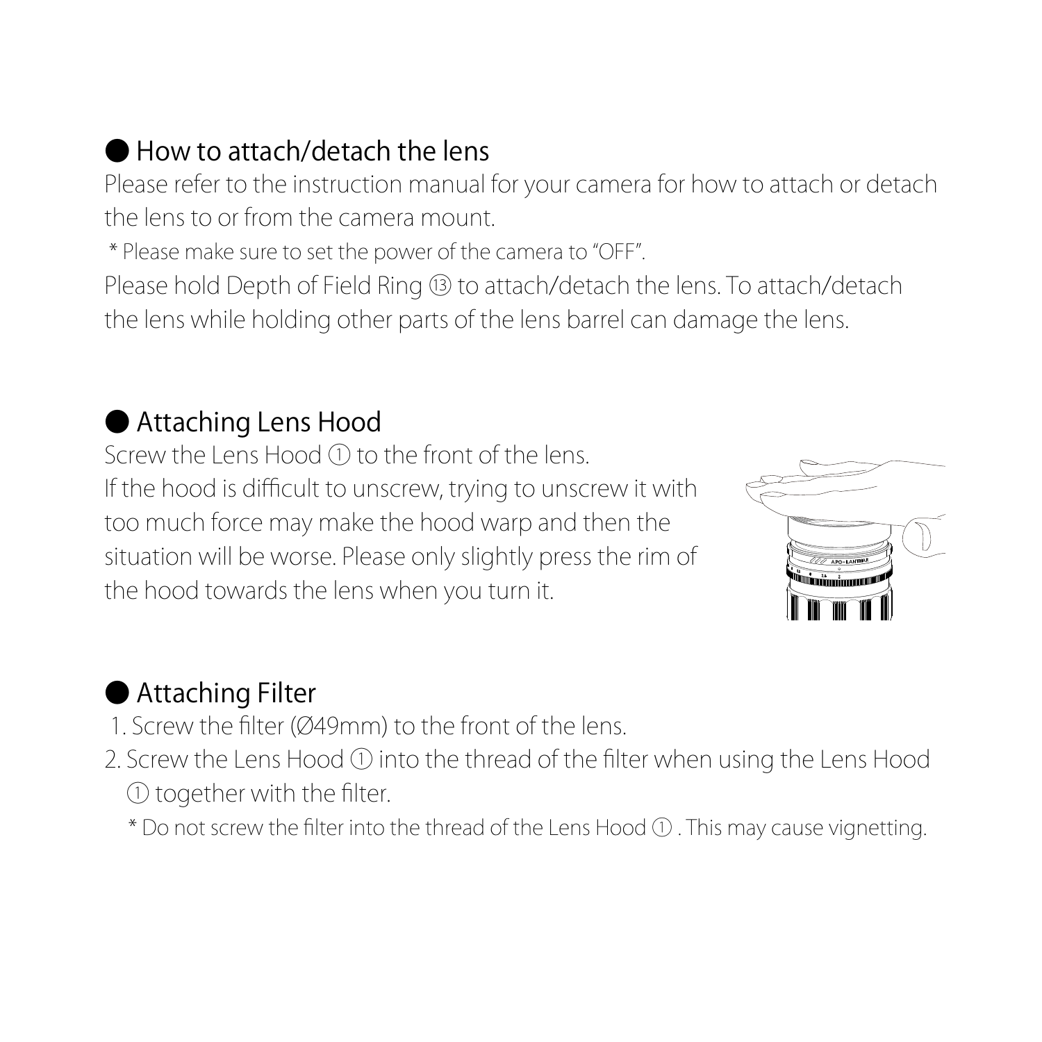## ● How to attach/detach the lens

Please refer to the instruction manual for your camera for how to attach or detach the lens to or from the camera mount.

* Please make sure to set the power of the camera to "OFF".

Please hold Depth of Field Ring ⑬ to attach/detach the lens. To attach/detach the lens while holding other parts of the lens barrel can damage the lens.

## ● Attaching Lens Hood

Screw the Lens Hood ① to the front of the lens.
If the hood is difficult to unscrew, trying to unscrew it with too much force may make the hood warp and then the situation will be worse. Please only slightly press the rim of the hood towards the lens when you turn it.

## ● Attaching Filter

1. Screw the filter (Ø49mm) to the front of the lens.
2. Screw the Lens Hood ① into the thread of the filter when using the Lens Hood ① together with the filter.

   * Do not screw the filter into the thread of the Lens Hood ① . This may cause vignetting.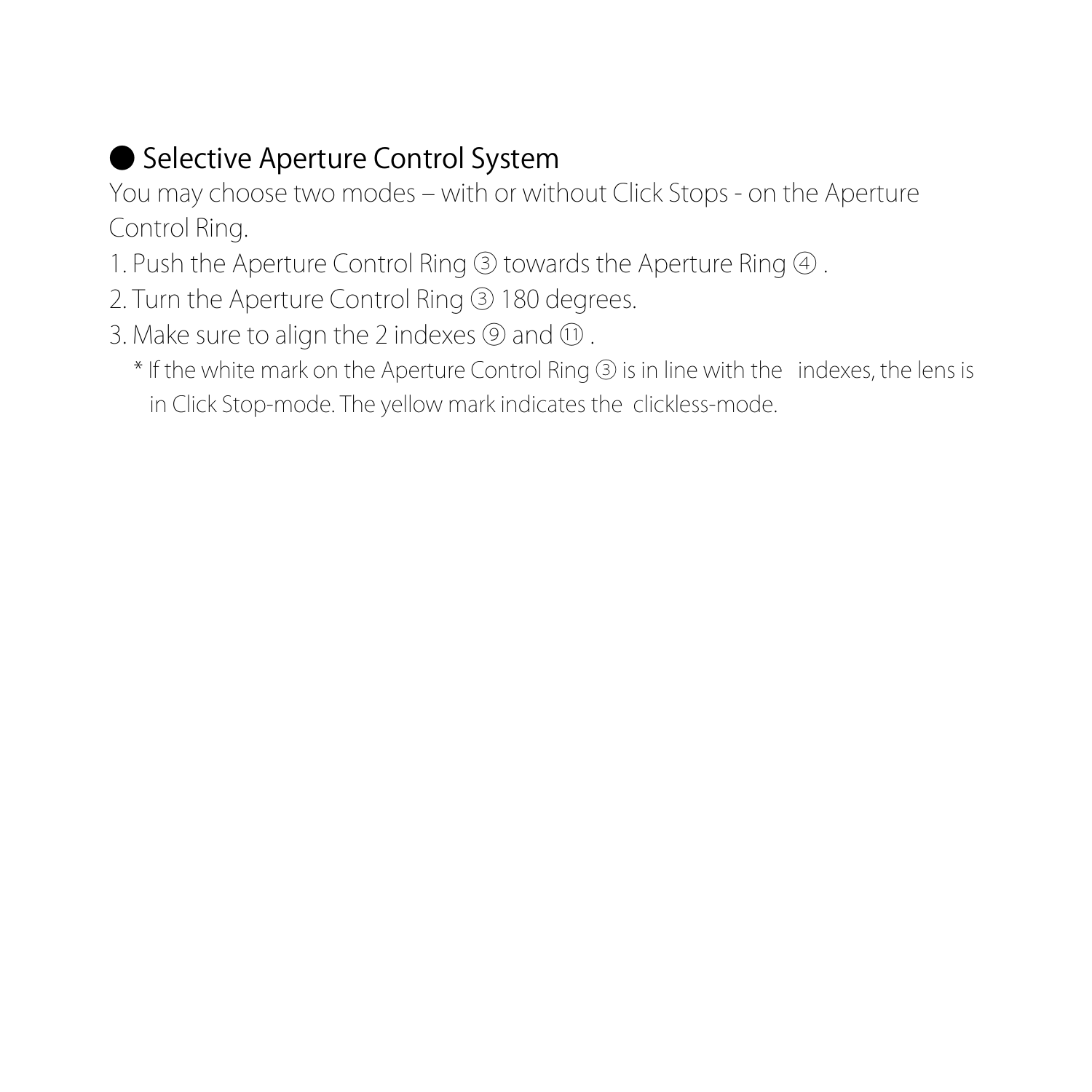## ● Selective Aperture Control System

You may choose two modes – with or without Click Stops - on the Aperture Control Ring.

1. Push the Aperture Control Ring ③ towards the Aperture Ring ④ .
2. Turn the Aperture Control Ring ③ 180 degrees.
3. Make sure to align the 2 indexes ⑨ and ⑪ .

   * If the white mark on the Aperture Control Ring ③ is in line with the indexes, the lens is in Click Stop-mode. The yellow mark indicates the clickless-mode.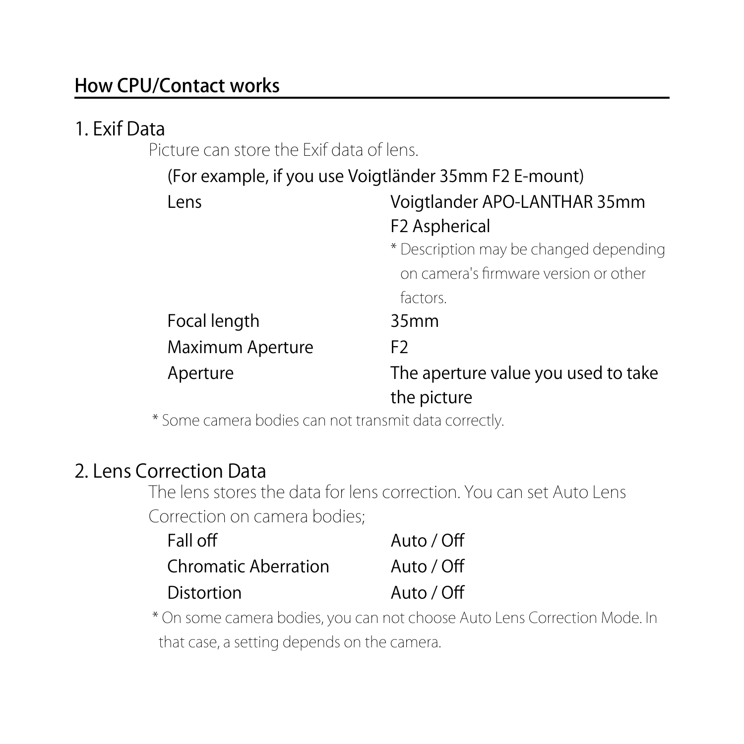## How CPU/Contact works

### 1. Exif Data

Picture can store the Exif data of lens.

(For example, if you use Voigtländer 35mm F2 E-mount)

| | |
|---|---|
| Lens | Voigtlander APO-LANTHAR 35mm F2 Aspherical<br>* Description may be changed depending on camera's firmware version or other factors. |
| Focal length | 35mm |
| Maximum Aperture | F2 |
| Aperture | The aperture value you used to take the picture |

* Some camera bodies can not transmit data correctly.

### 2. Lens Correction Data

The lens stores the data for lens correction. You can set Auto Lens Correction on camera bodies;

| | |
|---|---|
| Fall off | Auto / Off |
| Chromatic Aberration | Auto / Off |
| Distortion | Auto / Off |

* On some camera bodies, you can not choose Auto Lens Correction Mode. In that case, a setting depends on the camera.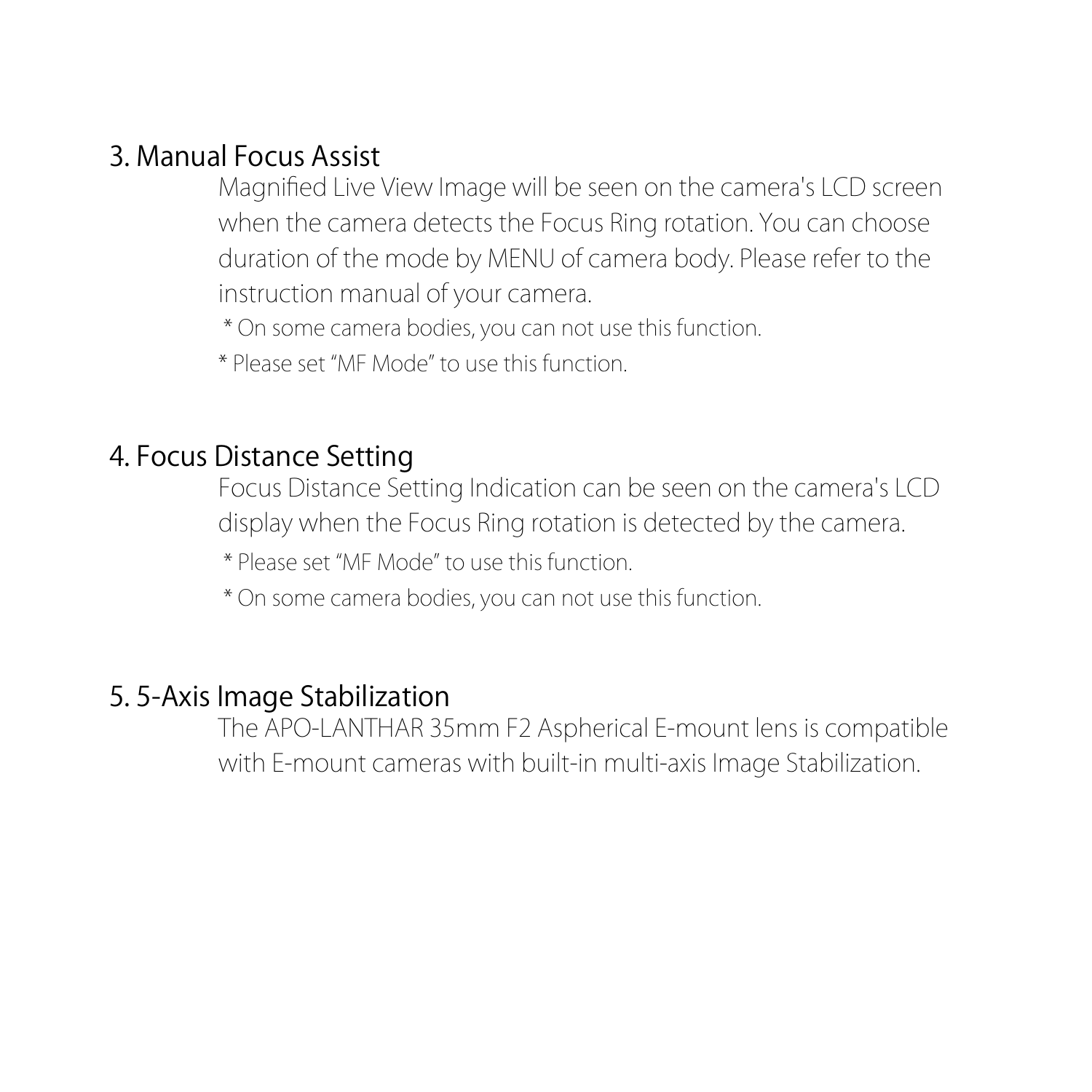## 3. Manual Focus Assist

Magnified Live View Image will be seen on the camera's LCD screen when the camera detects the Focus Ring rotation. You can choose duration of the mode by MENU of camera body. Please refer to the instruction manual of your camera.

* On some camera bodies, you can not use this function.

* Please set “MF Mode” to use this function.

## 4. Focus Distance Setting

Focus Distance Setting Indication can be seen on the camera's LCD display when the Focus Ring rotation is detected by the camera.

* Please set “MF Mode” to use this function.

* On some camera bodies, you can not use this function.

## 5. 5-Axis Image Stabilization

The APO-LANTHAR 35mm F2 Aspherical E-mount lens is compatible with E-mount cameras with built-in multi-axis Image Stabilization.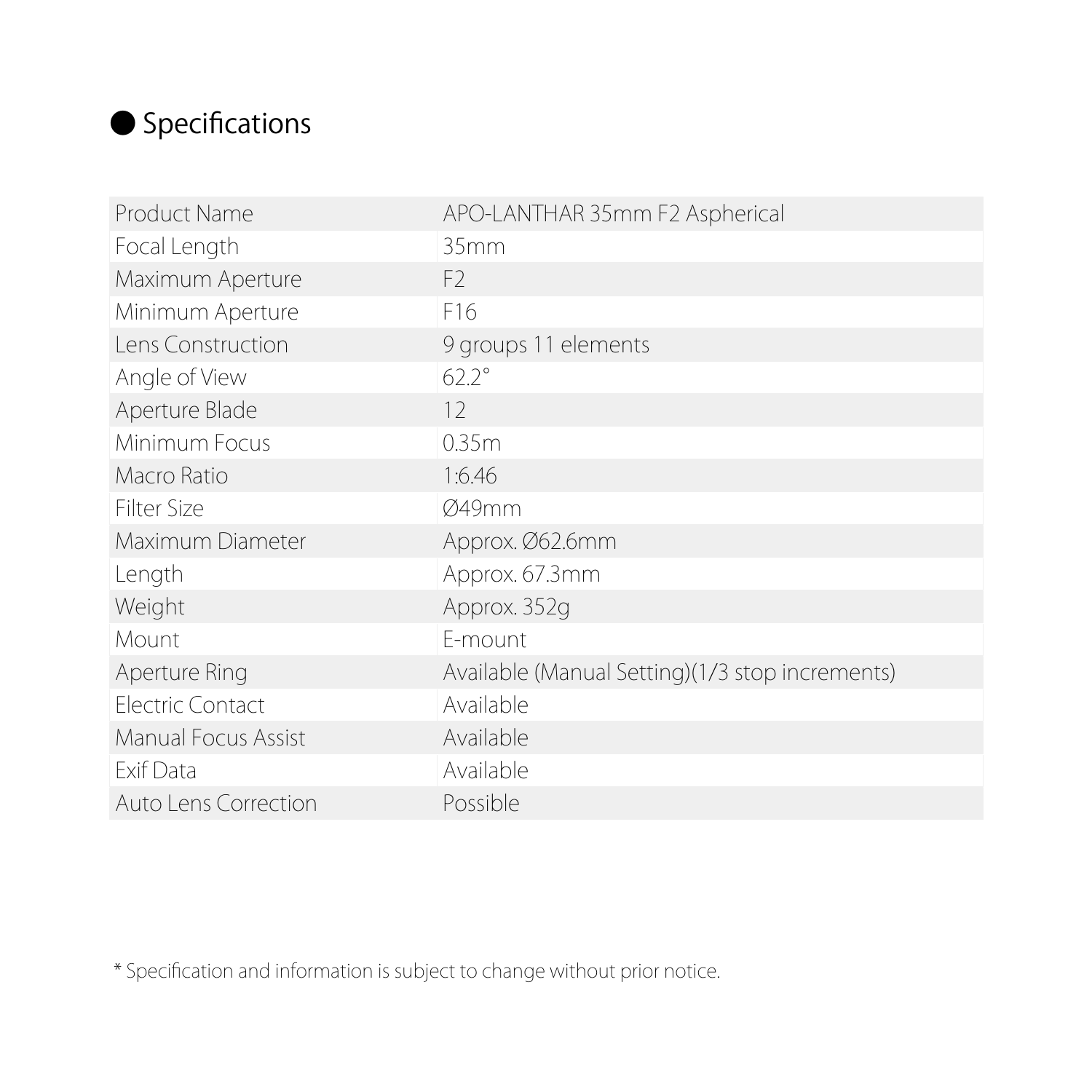## Specifications

| | |
|---|---|
| Product Name | APO-LANTHAR 35mm F2 Aspherical |
| Focal Length | 35mm |
| Maximum Aperture | F2 |
| Minimum Aperture | F16 |
| Lens Construction | 9 groups 11 elements |
| Angle of View | 62.2° |
| Aperture Blade | 12 |
| Minimum Focus | 0.35m |
| Macro Ratio | 1:6.46 |
| Filter Size | Ø49mm |
| Maximum Diameter | Approx. Ø62.6mm |
| Length | Approx. 67.3mm |
| Weight | Approx. 352g |
| Mount | E-mount |
| Aperture Ring | Available (Manual Setting)(1/3 stop increments) |
| Electric Contact | Available |
| Manual Focus Assist | Available |
| Exif Data | Available |
| Auto Lens Correction | Possible |

* Specification and information is subject to change without prior notice.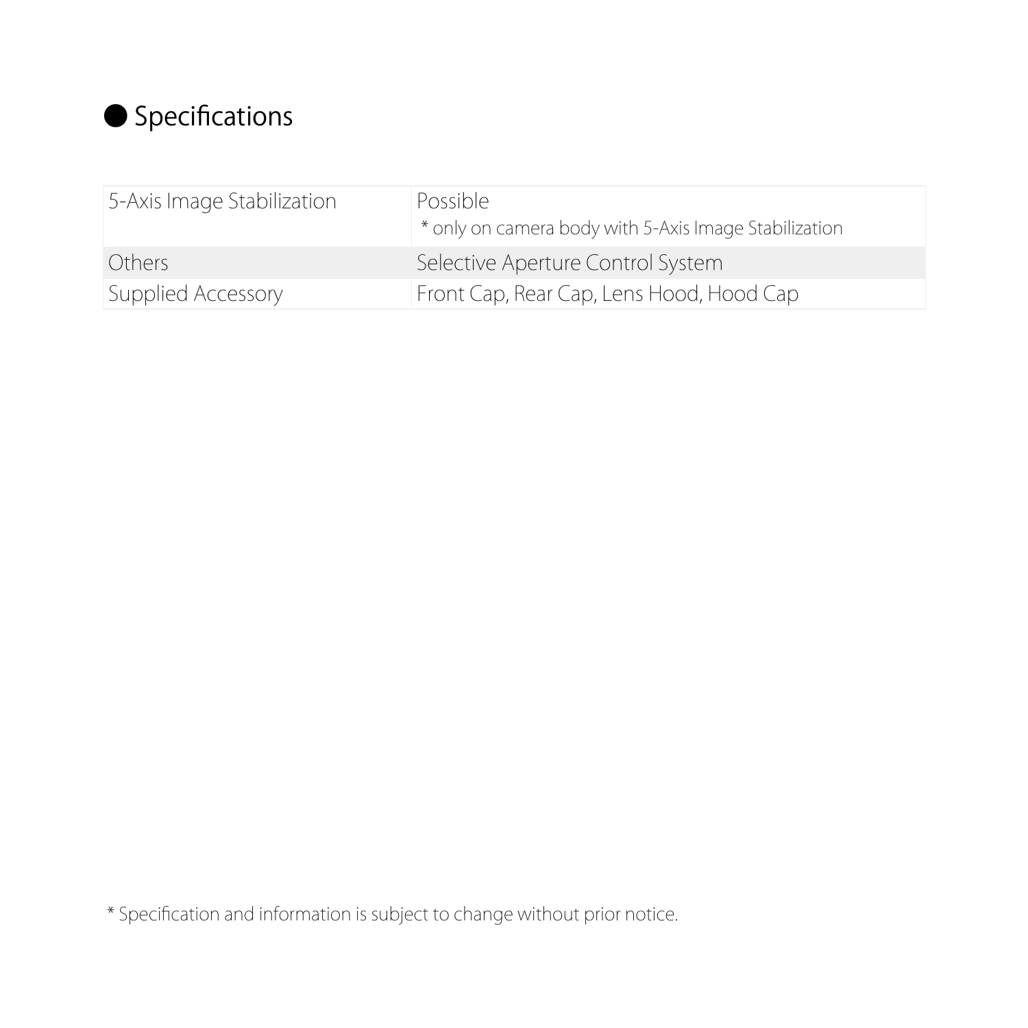## ● Specifications

| | |
|---|---|
| 5-Axis Image Stabilization | Possible<br>* only on camera body with 5-Axis Image Stabilization |
| Others | Selective Aperture Control System |
| Supplied Accessory | Front Cap, Rear Cap, Lens Hood, Hood Cap |

* Specification and information is subject to change without prior notice.